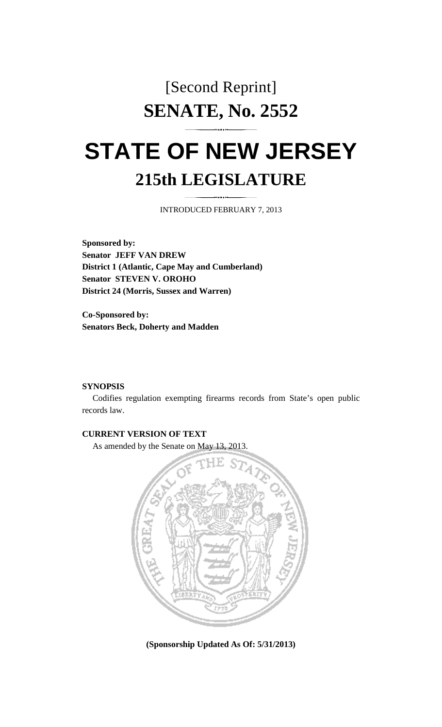[Second Reprint]

# SENATE, No. 2552

# STATE OF NEW JERSEY

## 215th LEGISLATURE

INTRODUCED FEBRUARY 7, 2013

**Sponsored by:**
**Senator JEFF VAN DREW**
**District 1 (Atlantic, Cape May and Cumberland)**
**Senator STEVEN V. OROHO**
**District 24 (Morris, Sussex and Warren)**

**Co-Sponsored by:**
**Senators Beck, Doherty and Madden**

**SYNOPSIS**

Codifies regulation exempting firearms records from State's open public records law.

**CURRENT VERSION OF TEXT**

As amended by the Senate on May 13, 2013.

**(Sponsorship Updated As Of: 5/31/2013)**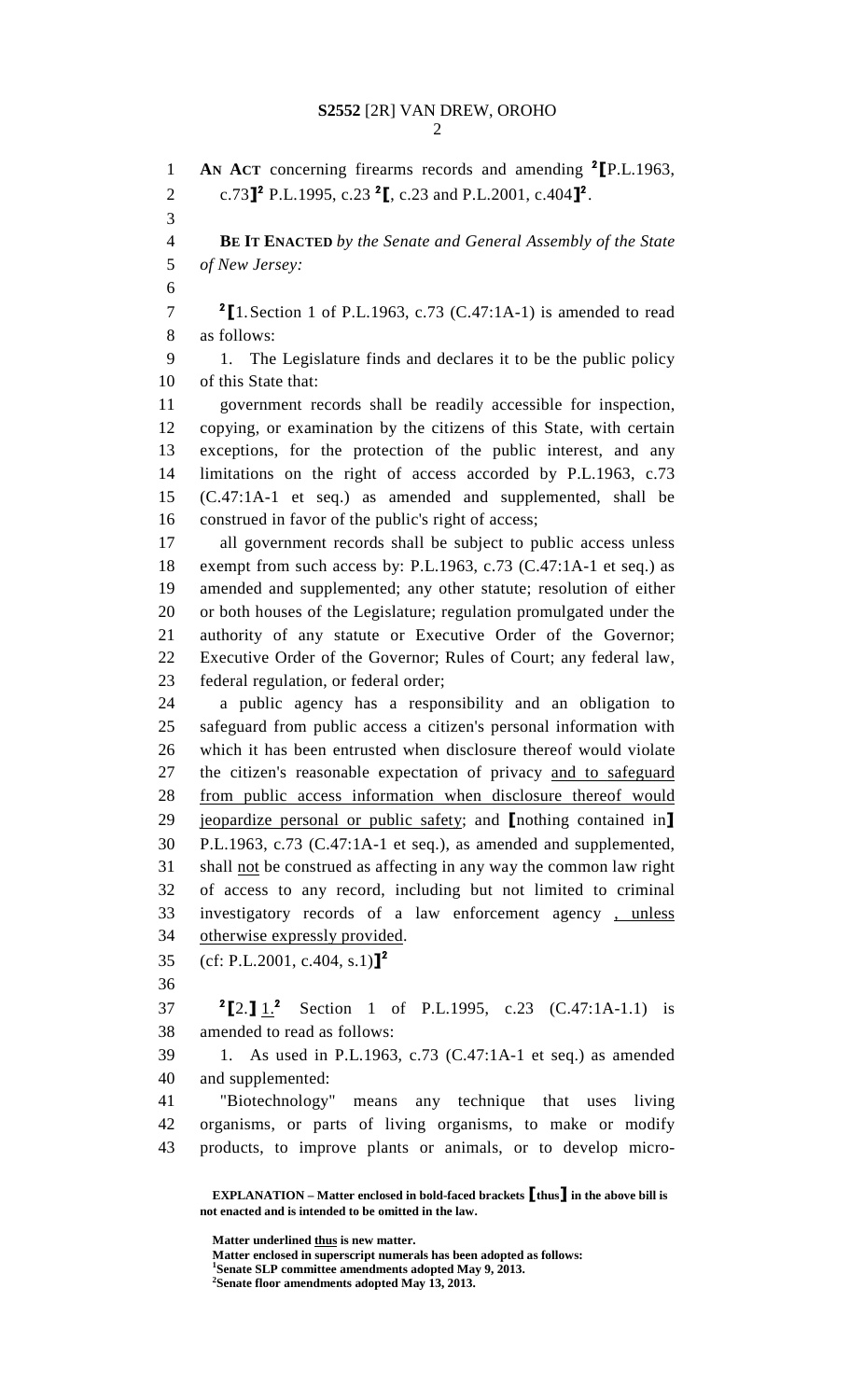AN ACT concerning firearms records and amending [2]⟦P.L.1963, c.73⟧[2] P.L.1995, c.23 [2]⟦, c.23 and P.L.2001, c.404⟧[2].

**BE IT ENACTED** *by the Senate and General Assembly of the State of New Jersey:*

[2]⟦1. Section 1 of P.L.1963, c.73 (C.47:1A-1) is amended to read as follows:

1. The Legislature finds and declares it to be the public policy of this State that:

government records shall be readily accessible for inspection, copying, or examination by the citizens of this State, with certain exceptions, for the protection of the public interest, and any limitations on the right of access accorded by P.L.1963, c.73 (C.47:1A-1 et seq.) as amended and supplemented, shall be construed in favor of the public's right of access;

all government records shall be subject to public access unless exempt from such access by: P.L.1963, c.73 (C.47:1A-1 et seq.) as amended and supplemented; any other statute; resolution of either or both houses of the Legislature; regulation promulgated under the authority of any statute or Executive Order of the Governor; Executive Order of the Governor; Rules of Court; any federal law, federal regulation, or federal order;

a public agency has a responsibility and an obligation to safeguard from public access a citizen's personal information with which it has been entrusted when disclosure thereof would violate the citizen's reasonable expectation of privacy <u>and to safeguard from public access information when disclosure thereof would jeopardize personal or public safety</u>; and ⟦nothing contained in⟧ P.L.1963, c.73 (C.47:1A-1 et seq.), as amended and supplemented, shall <u>not</u> be construed as affecting in any way the common law right of access to any record, including but not limited to criminal investigatory records of a law enforcement agency <u>, unless otherwise expressly provided</u>.

(cf: P.L.2001, c.404, s.1)⟧[2]

[2]⟦2.⟧ <u>1.</u>[2] Section 1 of P.L.1995, c.23 (C.47:1A-1.1) is amended to read as follows:

1. As used in P.L.1963, c.73 (C.47:1A-1 et seq.) as amended and supplemented:

"Biotechnology" means any technique that uses living organisms, or parts of living organisms, to make or modify products, to improve plants or animals, or to develop micro-

**EXPLANATION – Matter enclosed in bold-faced brackets ⟦thus⟧ in the above bill is not enacted and is intended to be omitted in the law.**

**Matter underlined <u>thus</u> is new matter.**
**Matter enclosed in superscript numerals has been adopted as follows:**
**[1]Senate SLP committee amendments adopted May 9, 2013.**
**[2]Senate floor amendments adopted May 13, 2013.**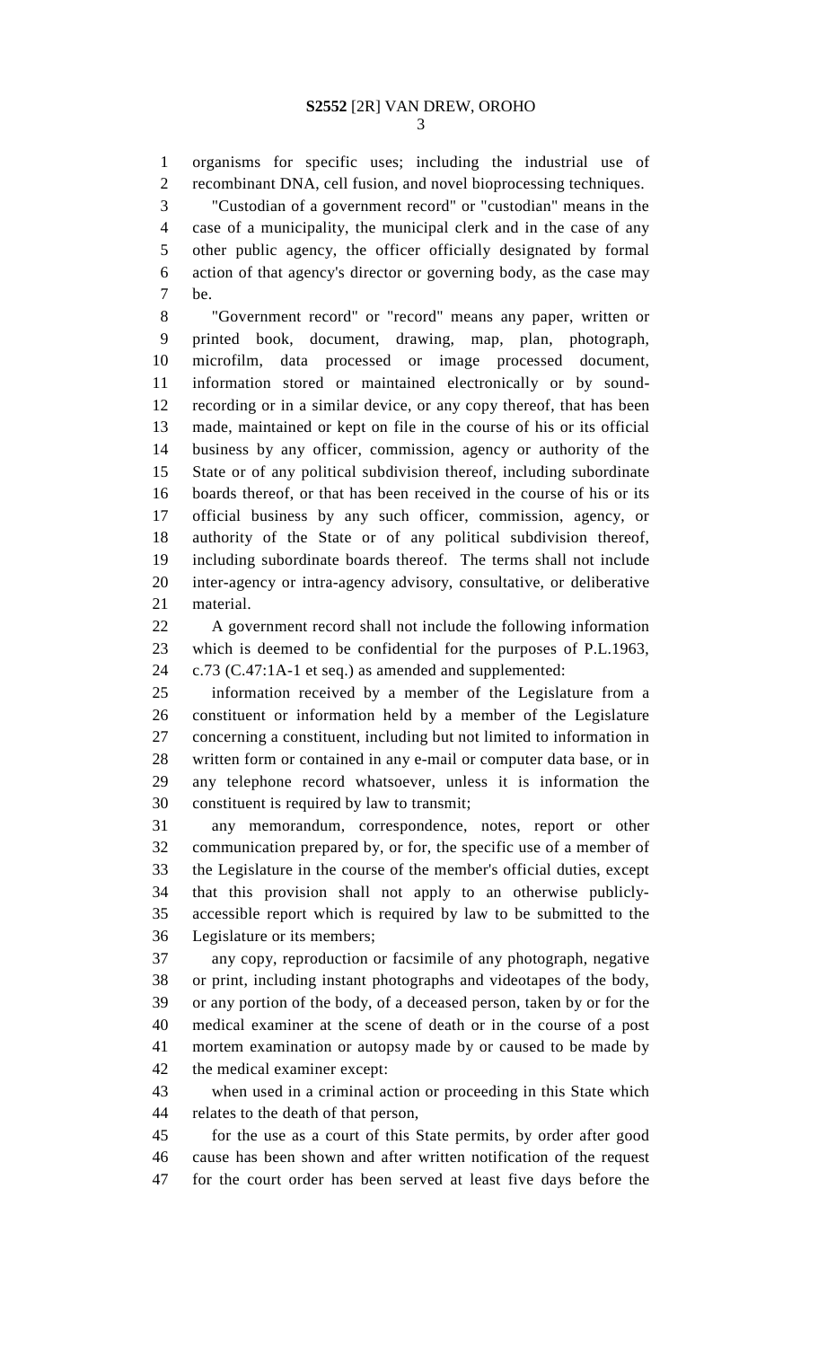organisms for specific uses; including the industrial use of recombinant DNA, cell fusion, and novel bioprocessing techniques.

"Custodian of a government record" or "custodian" means in the case of a municipality, the municipal clerk and in the case of any other public agency, the officer officially designated by formal action of that agency's director or governing body, as the case may be.

"Government record" or "record" means any paper, written or printed book, document, drawing, map, plan, photograph, microfilm, data processed or image processed document, information stored or maintained electronically or by sound-recording or in a similar device, or any copy thereof, that has been made, maintained or kept on file in the course of his or its official business by any officer, commission, agency or authority of the State or of any political subdivision thereof, including subordinate boards thereof, or that has been received in the course of his or its official business by any such officer, commission, agency, or authority of the State or of any political subdivision thereof, including subordinate boards thereof. The terms shall not include inter-agency or intra-agency advisory, consultative, or deliberative material.

A government record shall not include the following information which is deemed to be confidential for the purposes of P.L.1963, c.73 (C.47:1A-1 et seq.) as amended and supplemented:

information received by a member of the Legislature from a constituent or information held by a member of the Legislature concerning a constituent, including but not limited to information in written form or contained in any e-mail or computer data base, or in any telephone record whatsoever, unless it is information the constituent is required by law to transmit;

any memorandum, correspondence, notes, report or other communication prepared by, or for, the specific use of a member of the Legislature in the course of the member's official duties, except that this provision shall not apply to an otherwise publicly-accessible report which is required by law to be submitted to the Legislature or its members;

any copy, reproduction or facsimile of any photograph, negative or print, including instant photographs and videotapes of the body, or any portion of the body, of a deceased person, taken by or for the medical examiner at the scene of death or in the course of a post mortem examination or autopsy made by or caused to be made by the medical examiner except:

when used in a criminal action or proceeding in this State which relates to the death of that person,

for the use as a court of this State permits, by order after good cause has been shown and after written notification of the request for the court order has been served at least five days before the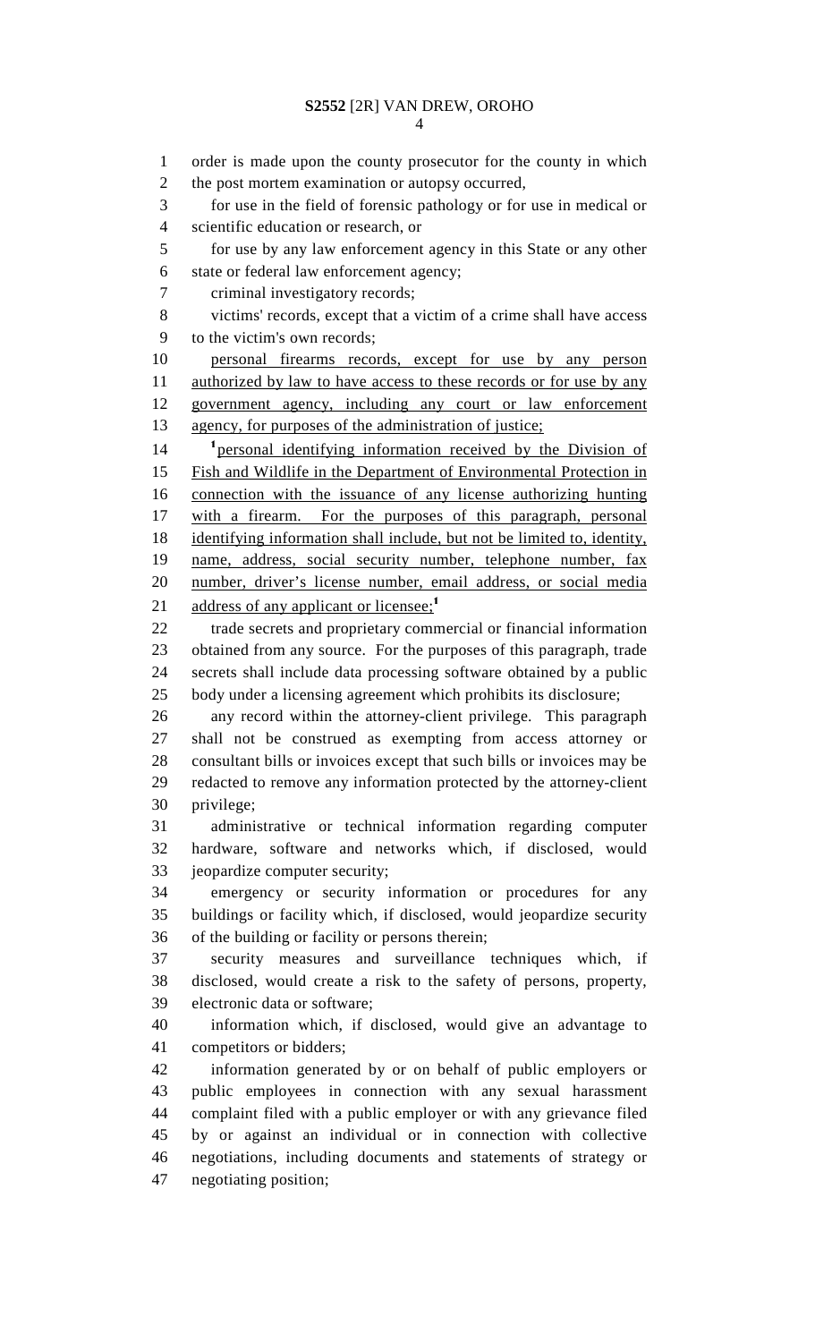order is made upon the county prosecutor for the county in which the post mortem examination or autopsy occurred,

for use in the field of forensic pathology or for use in medical or scientific education or research, or

for use by any law enforcement agency in this State or any other state or federal law enforcement agency;

criminal investigatory records;

victims' records, except that a victim of a crime shall have access to the victim's own records;

<u>personal firearms records, except for use by any person authorized by law to have access to these records or for use by any government agency, including any court or law enforcement agency, for purposes of the administration of justice;</u>

[1]<u>personal identifying information received by the Division of Fish and Wildlife in the Department of Environmental Protection in connection with the issuance of any license authorizing hunting with a firearm. For the purposes of this paragraph, personal identifying information shall include, but not be limited to, identity, name, address, social security number, telephone number, fax number, driver's license number, email address, or social media address of any applicant or licensee;</u>[1]

trade secrets and proprietary commercial or financial information obtained from any source. For the purposes of this paragraph, trade secrets shall include data processing software obtained by a public body under a licensing agreement which prohibits its disclosure;

any record within the attorney-client privilege. This paragraph shall not be construed as exempting from access attorney or consultant bills or invoices except that such bills or invoices may be redacted to remove any information protected by the attorney-client privilege;

administrative or technical information regarding computer hardware, software and networks which, if disclosed, would jeopardize computer security;

emergency or security information or procedures for any buildings or facility which, if disclosed, would jeopardize security of the building or facility or persons therein;

security measures and surveillance techniques which, if disclosed, would create a risk to the safety of persons, property, electronic data or software;

information which, if disclosed, would give an advantage to competitors or bidders;

information generated by or on behalf of public employers or public employees in connection with any sexual harassment complaint filed with a public employer or with any grievance filed by or against an individual or in connection with collective negotiations, including documents and statements of strategy or negotiating position;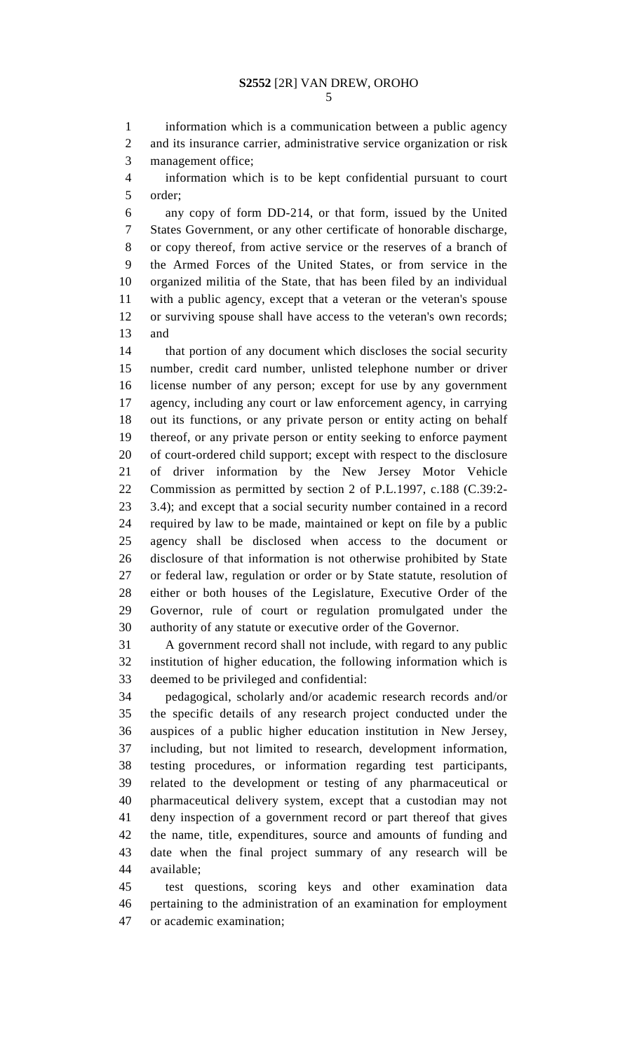information which is a communication between a public agency and its insurance carrier, administrative service organization or risk management office;

information which is to be kept confidential pursuant to court order;

any copy of form DD-214, or that form, issued by the United States Government, or any other certificate of honorable discharge, or copy thereof, from active service or the reserves of a branch of the Armed Forces of the United States, or from service in the organized militia of the State, that has been filed by an individual with a public agency, except that a veteran or the veteran's spouse or surviving spouse shall have access to the veteran's own records; and

that portion of any document which discloses the social security number, credit card number, unlisted telephone number or driver license number of any person; except for use by any government agency, including any court or law enforcement agency, in carrying out its functions, or any private person or entity acting on behalf thereof, or any private person or entity seeking to enforce payment of court-ordered child support; except with respect to the disclosure of driver information by the New Jersey Motor Vehicle Commission as permitted by section 2 of P.L.1997, c.188 (C.39:2-3.4); and except that a social security number contained in a record required by law to be made, maintained or kept on file by a public agency shall be disclosed when access to the document or disclosure of that information is not otherwise prohibited by State or federal law, regulation or order or by State statute, resolution of either or both houses of the Legislature, Executive Order of the Governor, rule of court or regulation promulgated under the authority of any statute or executive order of the Governor.

A government record shall not include, with regard to any public institution of higher education, the following information which is deemed to be privileged and confidential:

pedagogical, scholarly and/or academic research records and/or the specific details of any research project conducted under the auspices of a public higher education institution in New Jersey, including, but not limited to research, development information, testing procedures, or information regarding test participants, related to the development or testing of any pharmaceutical or pharmaceutical delivery system, except that a custodian may not deny inspection of a government record or part thereof that gives the name, title, expenditures, source and amounts of funding and date when the final project summary of any research will be available;

test questions, scoring keys and other examination data pertaining to the administration of an examination for employment or academic examination;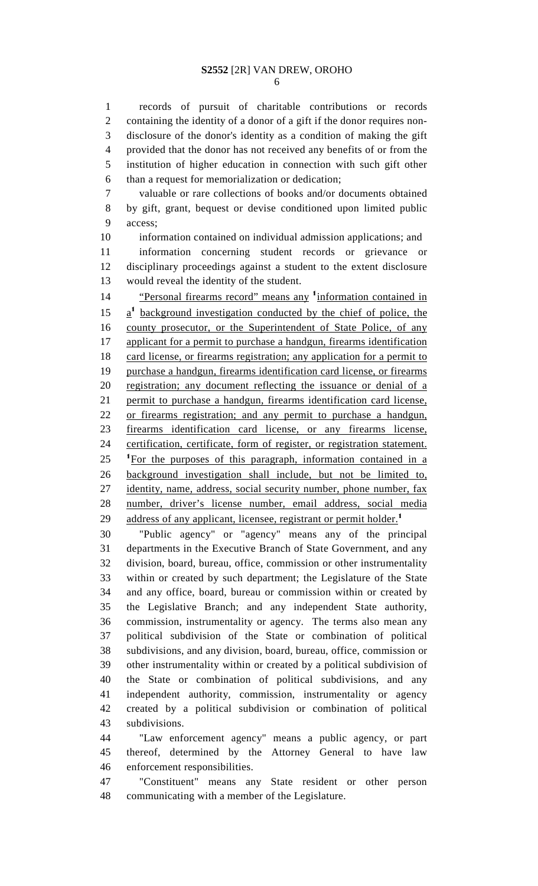records of pursuit of charitable contributions or records containing the identity of a donor of a gift if the donor requires non-disclosure of the donor's identity as a condition of making the gift provided that the donor has not received any benefits of or from the institution of higher education in connection with such gift other than a request for memorialization or dedication;

valuable or rare collections of books and/or documents obtained by gift, grant, bequest or devise conditioned upon limited public access;

information contained on individual admission applications; and

information concerning student records or grievance or disciplinary proceedings against a student to the extent disclosure would reveal the identity of the student.

"Personal firearms record" means any [1]information contained in a[1] background investigation conducted by the chief of police, the county prosecutor, or the Superintendent of State Police, of any applicant for a permit to purchase a handgun, firearms identification card license, or firearms registration; any application for a permit to purchase a handgun, firearms identification card license, or firearms registration; any document reflecting the issuance or denial of a permit to purchase a handgun, firearms identification card license, or firearms registration; and any permit to purchase a handgun, firearms identification card license, or any firearms license, certification, certificate, form of register, or registration statement. [1]For the purposes of this paragraph, information contained in a background investigation shall include, but not be limited to, identity, name, address, social security number, phone number, fax number, driver's license number, email address, social media address of any applicant, licensee, registrant or permit holder.[1]

"Public agency" or "agency" means any of the principal departments in the Executive Branch of State Government, and any division, board, bureau, office, commission or other instrumentality within or created by such department; the Legislature of the State and any office, board, bureau or commission within or created by the Legislative Branch; and any independent State authority, commission, instrumentality or agency. The terms also mean any political subdivision of the State or combination of political subdivisions, and any division, board, bureau, office, commission or other instrumentality within or created by a political subdivision of the State or combination of political subdivisions, and any independent authority, commission, instrumentality or agency created by a political subdivision or combination of political subdivisions.

"Law enforcement agency" means a public agency, or part thereof, determined by the Attorney General to have law enforcement responsibilities.

"Constituent" means any State resident or other person communicating with a member of the Legislature.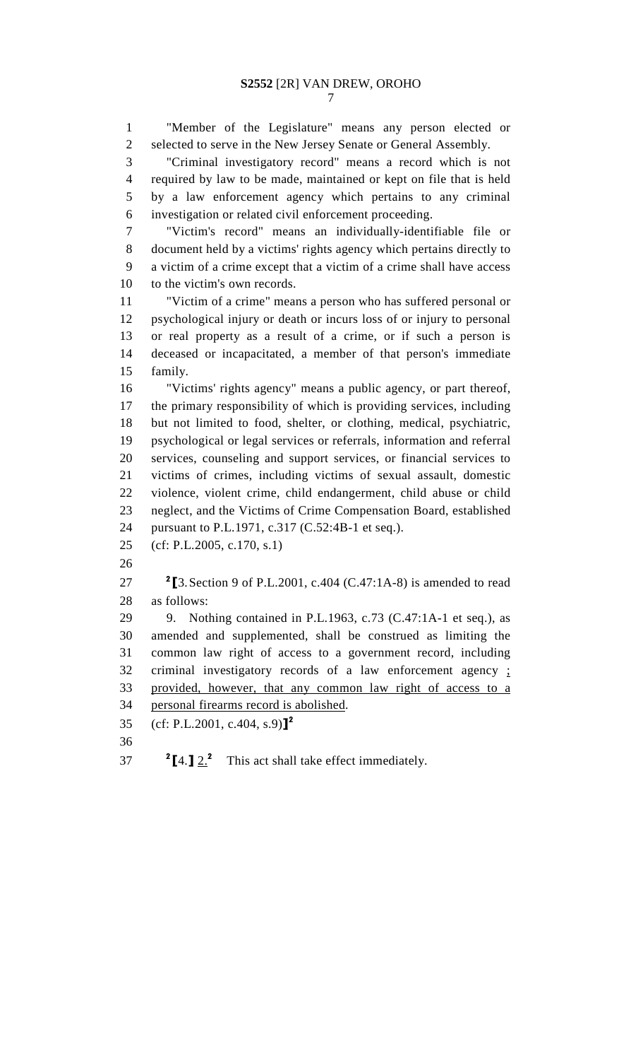"Member of the Legislature" means any person elected or selected to serve in the New Jersey Senate or General Assembly.

"Criminal investigatory record" means a record which is not required by law to be made, maintained or kept on file that is held by a law enforcement agency which pertains to any criminal investigation or related civil enforcement proceeding.

"Victim's record" means an individually-identifiable file or document held by a victims' rights agency which pertains directly to a victim of a crime except that a victim of a crime shall have access to the victim's own records.

"Victim of a crime" means a person who has suffered personal or psychological injury or death or incurs loss of or injury to personal or real property as a result of a crime, or if such a person is deceased or incapacitated, a member of that person's immediate family.

"Victims' rights agency" means a public agency, or part thereof, the primary responsibility of which is providing services, including but not limited to food, shelter, or clothing, medical, psychiatric, psychological or legal services or referrals, information and referral services, counseling and support services, or financial services to victims of crimes, including victims of sexual assault, domestic violence, violent crime, child endangerment, child abuse or child neglect, and the Victims of Crime Compensation Board, established pursuant to P.L.1971, c.317 (C.52:4B-1 et seq.).

(cf: P.L.2005, c.170, s.1)

[2]⟦3. Section 9 of P.L.2001, c.404 (C.47:1A-8) is amended to read as follows:

9. Nothing contained in P.L.1963, c.73 (C.47:1A-1 et seq.), as amended and supplemented, shall be construed as limiting the common law right of access to a government record, including criminal investigatory records of a law enforcement agency ; provided, however, that any common law right of access to a personal firearms record is abolished.

(cf: P.L.2001, c.404, s.9)⟧[2]

[2]⟦4.⟧ 2.[2] This act shall take effect immediately.